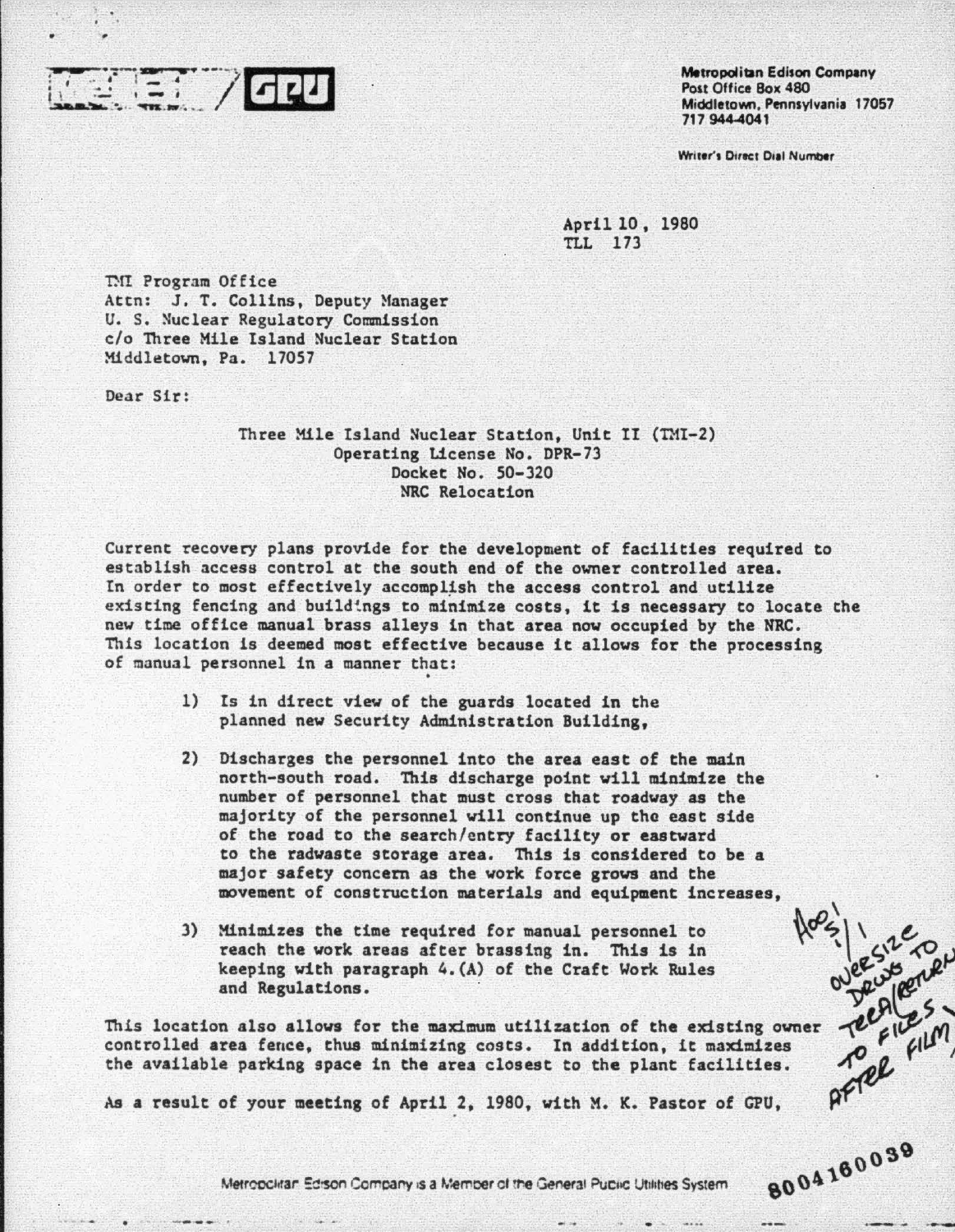Metropolitan Edison Company
Post Office Box 480
Middletown, Pennsylvania 17057
717 944-4041

Writer's Direct Dial Number

April 10, 1980
TLL 173

TMI Program Office
Attn: J. T. Collins, Deputy Manager
U. S. Nuclear Regulatory Commission
c/o Three Mile Island Nuclear Station
Middletown, Pa. 17057

Dear Sir:

Three Mile Island Nuclear Station, Unit II (TMI-2)
Operating License No. DPR-73
Docket No. 50-320
NRC Relocation

Current recovery plans provide for the development of facilities required to establish access control at the south end of the owner controlled area. In order to most effectively accomplish the access control and utilize existing fencing and buildings to minimize costs, it is necessary to locate the new time office manual brass alleys in that area now occupied by the NRC. This location is deemed most effective because it allows for the processing of manual personnel in a manner that:

1) Is in direct view of the guards located in the planned new Security Administration Building,

2) Discharges the personnel into the area east of the main north-south road. This discharge point will minimize the number of personnel that must cross that roadway as the majority of the personnel will continue up the east side of the road to the search/entry facility or eastward to the radwaste storage area. This is considered to be a major safety concern as the work force grows and the movement of construction materials and equipment increases,

3) Minimizes the time required for manual personnel to reach the work areas after brassing in. This is in keeping with paragraph 4.(A) of the Craft Work Rules and Regulations.

This location also allows for the maximum utilization of the existing owner controlled area fence, thus minimizing costs. In addition, it maximizes the available parking space in the area closest to the plant facilities.

As a result of your meeting of April 2, 1980, with M. K. Pastor of GPU,

A001 S/1 OVERSIZE DRWG TO TERA (RETURN TO FILES AFTER FILM)

8004160039

Metropolitan Edison Company is a Member of the General Public Utilities System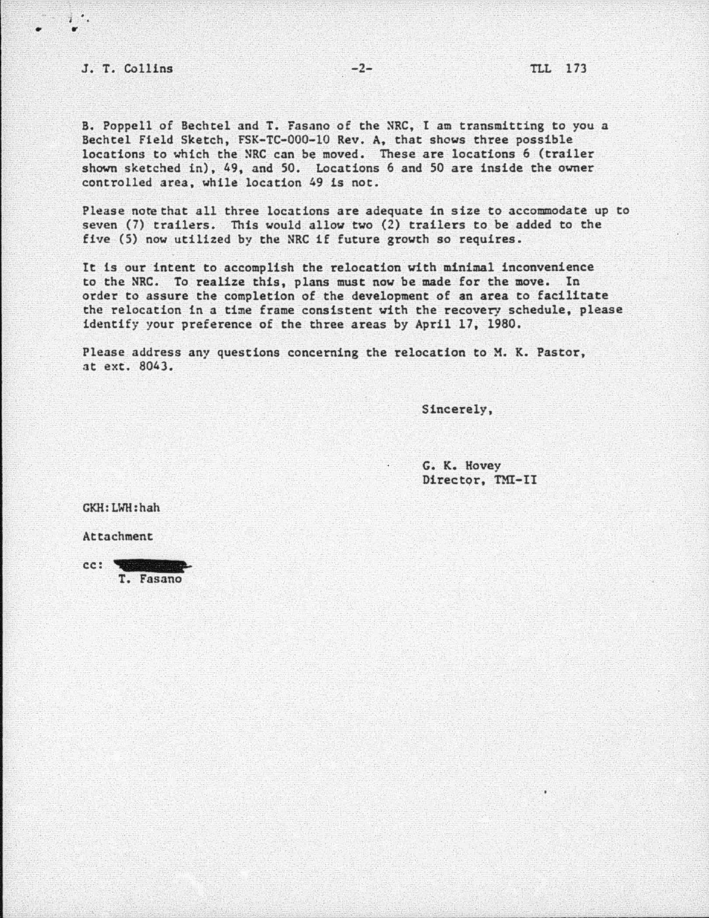B. Poppell of Bechtel and T. Fasano of the NRC, I am transmitting to you a Bechtel Field Sketch, FSK-TC-000-10 Rev. A, that shows three possible locations to which the NRC can be moved. These are locations 6 (trailer shown sketched in), 49, and 50. Locations 6 and 50 are inside the owner controlled area, while location 49 is not.

Please note that all three locations are adequate in size to accommodate up to seven (7) trailers. This would allow two (2) trailers to be added to the five (5) now utilized by the NRC if future growth so requires.

It is our intent to accomplish the relocation with minimal inconvenience to the NRC. To realize this, plans must now be made for the move. In order to assure the completion of the development of an area to facilitate the relocation in a time frame consistent with the recovery schedule, please identify your preference of the three areas by April 17, 1980.

Please address any questions concerning the relocation to M. K. Pastor, at ext. 8043.

Sincerely,

G. K. Hovey
Director, TMI-II

GKH:LWH:hah

Attachment

cc: 
T. Fasano